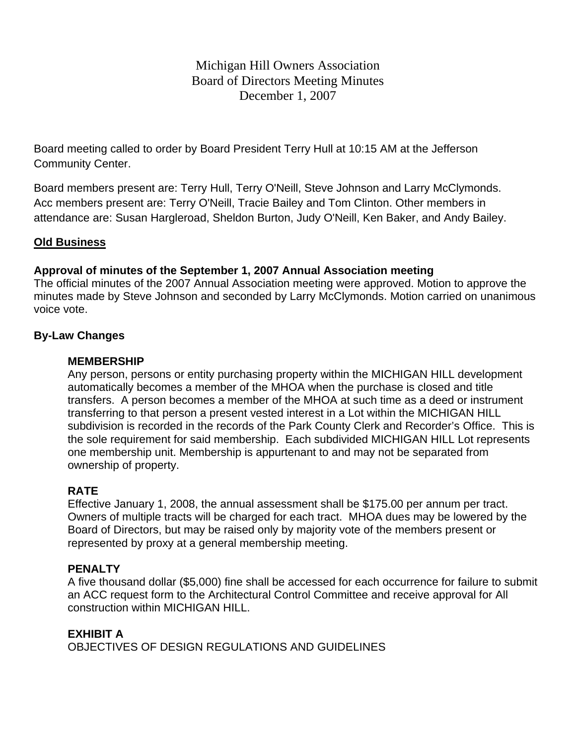# Michigan Hill Owners Association
## Board of Directors Meeting Minutes
### December 1, 2007

Board meeting called to order by Board President Terry Hull at 10:15 AM at the Jefferson Community Center.

Board members present are: Terry Hull, Terry O'Neill, Steve Johnson and Larry McClymonds. Acc members present are: Terry O'Neill, Tracie Bailey and Tom Clinton. Other members in attendance are: Susan Hargleroad, Sheldon Burton, Judy O'Neill, Ken Baker, and Andy Bailey.

**<u>Old Business</u>**

**Approval of minutes of the September 1, 2007 Annual Association meeting**

The official minutes of the 2007 Annual Association meeting were approved. Motion to approve the minutes made by Steve Johnson and seconded by Larry McClymonds. Motion carried on unanimous voice vote.

**By-Law Changes**

**MEMBERSHIP**

Any person, persons or entity purchasing property within the MICHIGAN HILL development automatically becomes a member of the MHOA when the purchase is closed and title transfers. A person becomes a member of the MHOA at such time as a deed or instrument transferring to that person a present vested interest in a Lot within the MICHIGAN HILL subdivision is recorded in the records of the Park County Clerk and Recorder's Office. This is the sole requirement for said membership. Each subdivided MICHIGAN HILL Lot represents one membership unit. Membership is appurtenant to and may not be separated from ownership of property.

**RATE**

Effective January 1, 2008, the annual assessment shall be $175.00 per annum per tract. Owners of multiple tracts will be charged for each tract. MHOA dues may be lowered by the Board of Directors, but may be raised only by majority vote of the members present or represented by proxy at a general membership meeting.

**PENALTY**

A five thousand dollar ($5,000) fine shall be accessed for each occurrence for failure to submit an ACC request form to the Architectural Control Committee and receive approval for All construction within MICHIGAN HILL.

**EXHIBIT A**

OBJECTIVES OF DESIGN REGULATIONS AND GUIDELINES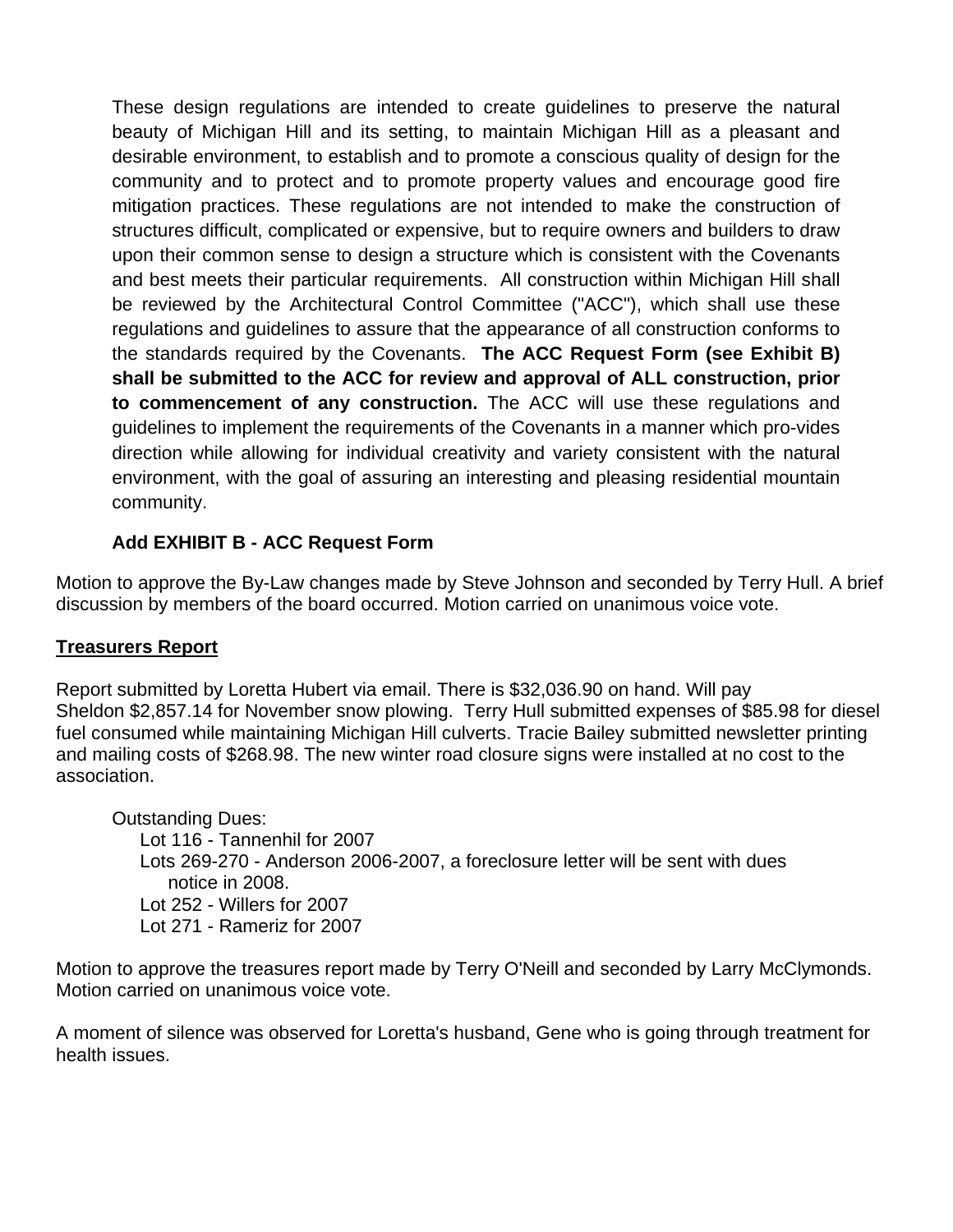These design regulations are intended to create guidelines to preserve the natural beauty of Michigan Hill and its setting, to maintain Michigan Hill as a pleasant and desirable environment, to establish and to promote a conscious quality of design for the community and to protect and to promote property values and encourage good fire mitigation practices. These regulations are not intended to make the construction of structures difficult, complicated or expensive, but to require owners and builders to draw upon their common sense to design a structure which is consistent with the Covenants and best meets their particular requirements. All construction within Michigan Hill shall be reviewed by the Architectural Control Committee ("ACC"), which shall use these regulations and guidelines to assure that the appearance of all construction conforms to the standards required by the Covenants. **The ACC Request Form (see Exhibit B) shall be submitted to the ACC for review and approval of ALL construction, prior to commencement of any construction.** The ACC will use these regulations and guidelines to implement the requirements of the Covenants in a manner which pro-vides direction while allowing for individual creativity and variety consistent with the natural environment, with the goal of assuring an interesting and pleasing residential mountain community.

**Add EXHIBIT B - ACC Request Form**

Motion to approve the By-Law changes made by Steve Johnson and seconded by Terry Hull. A brief discussion by members of the board occurred. Motion carried on unanimous voice vote.

**<u>Treasurers Report</u>**

Report submitted by Loretta Hubert via email. There is $32,036.90 on hand. Will pay Sheldon $2,857.14 for November snow plowing. Terry Hull submitted expenses of $85.98 for diesel fuel consumed while maintaining Michigan Hill culverts. Tracie Bailey submitted newsletter printing and mailing costs of $268.98. The new winter road closure signs were installed at no cost to the association.

Outstanding Dues:

- Lot 116 - Tannenhil for 2007
- Lots 269-270 - Anderson 2006-2007, a foreclosure letter will be sent with dues notice in 2008.
- Lot 252 - Willers for 2007
- Lot 271 - Rameriz for 2007

Motion to approve the treasures report made by Terry O'Neill and seconded by Larry McClymonds. Motion carried on unanimous voice vote.

A moment of silence was observed for Loretta's husband, Gene who is going through treatment for health issues.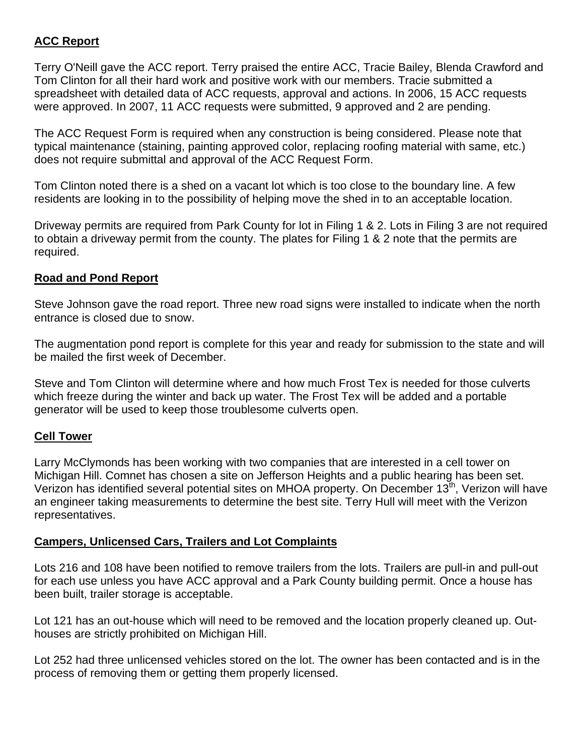## ACC Report

Terry O'Neill gave the ACC report. Terry praised the entire ACC, Tracie Bailey, Blenda Crawford and Tom Clinton for all their hard work and positive work with our members. Tracie submitted a spreadsheet with detailed data of ACC requests, approval and actions. In 2006, 15 ACC requests were approved. In 2007, 11 ACC requests were submitted, 9 approved and 2 are pending.

The ACC Request Form is required when any construction is being considered. Please note that typical maintenance (staining, painting approved color, replacing roofing material with same, etc.) does not require submittal and approval of the ACC Request Form.

Tom Clinton noted there is a shed on a vacant lot which is too close to the boundary line. A few residents are looking in to the possibility of helping move the shed in to an acceptable location.

Driveway permits are required from Park County for lot in Filing 1 & 2. Lots in Filing 3 are not required to obtain a driveway permit from the county. The plates for Filing 1 & 2 note that the permits are required.

## Road and Pond Report

Steve Johnson gave the road report. Three new road signs were installed to indicate when the north entrance is closed due to snow.

The augmentation pond report is complete for this year and ready for submission to the state and will be mailed the first week of December.

Steve and Tom Clinton will determine where and how much Frost Tex is needed for those culverts which freeze during the winter and back up water. The Frost Tex will be added and a portable generator will be used to keep those troublesome culverts open.

## Cell Tower

Larry McClymonds has been working with two companies that are interested in a cell tower on Michigan Hill. Comnet has chosen a site on Jefferson Heights and a public hearing has been set. Verizon has identified several potential sites on MHOA property. On December 13th, Verizon will have an engineer taking measurements to determine the best site. Terry Hull will meet with the Verizon representatives.

## Campers, Unlicensed Cars, Trailers and Lot Complaints

Lots 216 and 108 have been notified to remove trailers from the lots. Trailers are pull-in and pull-out for each use unless you have ACC approval and a Park County building permit. Once a house has been built, trailer storage is acceptable.

Lot 121 has an out-house which will need to be removed and the location properly cleaned up. Out-houses are strictly prohibited on Michigan Hill.

Lot 252 had three unlicensed vehicles stored on the lot. The owner has been contacted and is in the process of removing them or getting them properly licensed.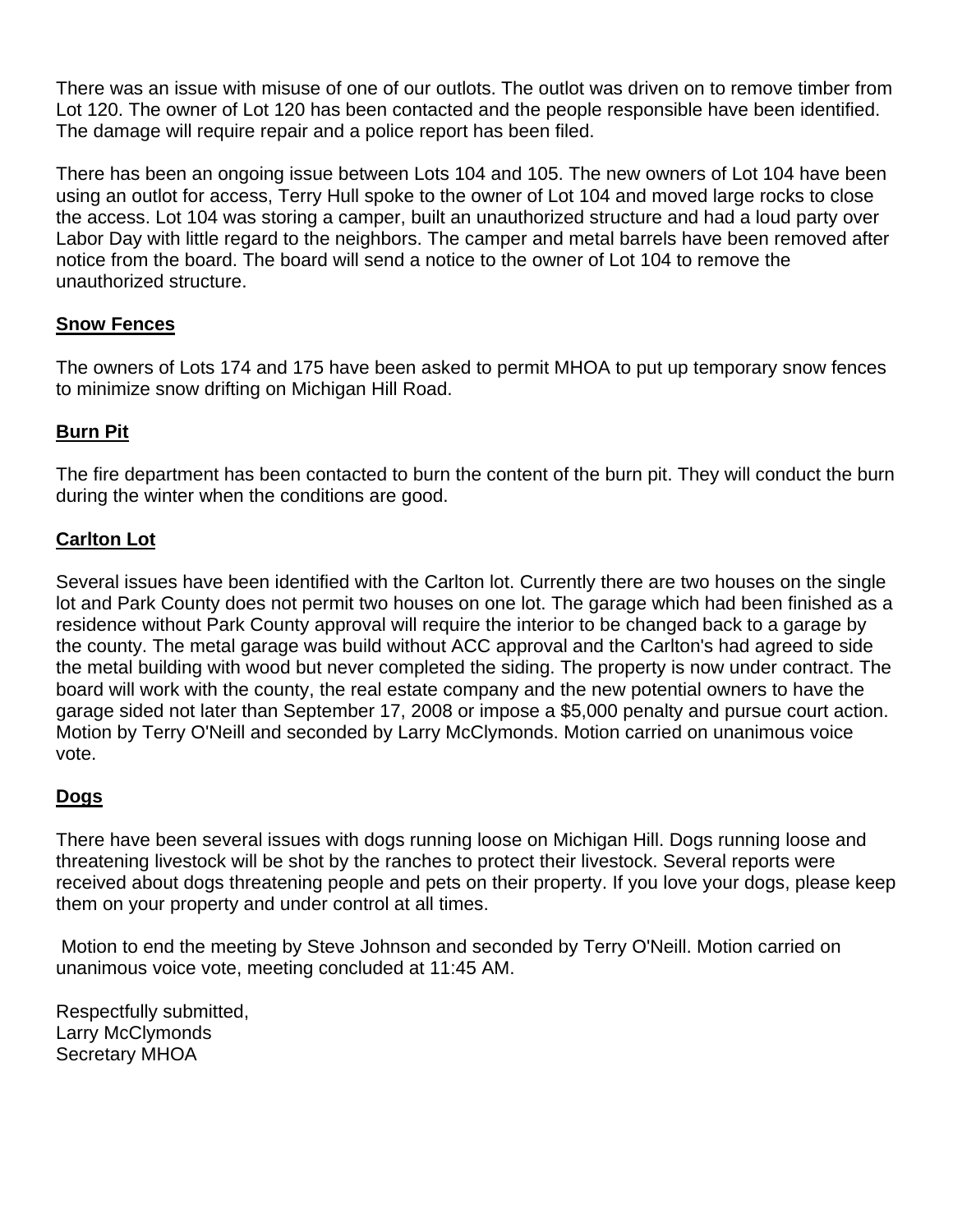There was an issue with misuse of one of our outlots. The outlot was driven on to remove timber from Lot 120. The owner of Lot 120 has been contacted and the people responsible have been identified. The damage will require repair and a police report has been filed.

There has been an ongoing issue between Lots 104 and 105. The new owners of Lot 104 have been using an outlot for access, Terry Hull spoke to the owner of Lot 104 and moved large rocks to close the access. Lot 104 was storing a camper, built an unauthorized structure and had a loud party over Labor Day with little regard to the neighbors. The camper and metal barrels have been removed after notice from the board. The board will send a notice to the owner of Lot 104 to remove the unauthorized structure.

**Snow Fences**

The owners of Lots 174 and 175 have been asked to permit MHOA to put up temporary snow fences to minimize snow drifting on Michigan Hill Road.

**Burn Pit**

The fire department has been contacted to burn the content of the burn pit. They will conduct the burn during the winter when the conditions are good.

**Carlton Lot**

Several issues have been identified with the Carlton lot. Currently there are two houses on the single lot and Park County does not permit two houses on one lot. The garage which had been finished as a residence without Park County approval will require the interior to be changed back to a garage by the county. The metal garage was build without ACC approval and the Carlton's had agreed to side the metal building with wood but never completed the siding. The property is now under contract. The board will work with the county, the real estate company and the new potential owners to have the garage sided not later than September 17, 2008 or impose a $5,000 penalty and pursue court action. Motion by Terry O'Neill and seconded by Larry McClymonds. Motion carried on unanimous voice vote.

**Dogs**

There have been several issues with dogs running loose on Michigan Hill. Dogs running loose and threatening livestock will be shot by the ranches to protect their livestock. Several reports were received about dogs threatening people and pets on their property. If you love your dogs, please keep them on your property and under control at all times.

Motion to end the meeting by Steve Johnson and seconded by Terry O'Neill. Motion carried on unanimous voice vote, meeting concluded at 11:45 AM.

Respectfully submitted,
Larry McClymonds
Secretary MHOA